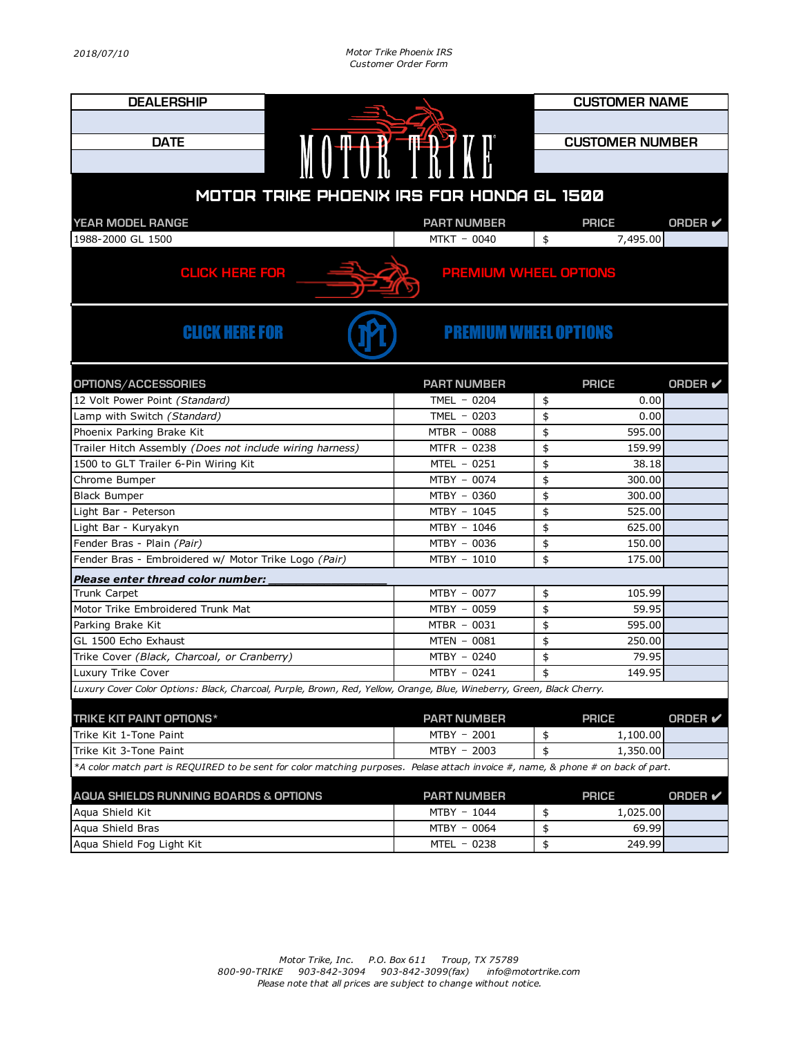2018/07/10

*Motor Trike Phoenix IRS*
*Customer Order Form*

| DEALERSHIP | CUSTOMER NAME |
|---|---|
| | |
| **DATE** | **CUSTOMER NUMBER** |
| | |

# MOTOR TRIKE PHOENIX IRS FOR HONDA GL 1500

| YEAR MODEL RANGE | PART NUMBER | PRICE | ORDER ✔ |
|---|---|---|---|
| 1988-2000 GL 1500 | MTKT – 0040 | $ 7,495.00 | |

**CLICK HERE FOR PREMIUM WHEEL OPTIONS**

**CLICK HERE FOR PREMIUM WHEEL OPTIONS**

| OPTIONS/ACCESSORIES | PART NUMBER | PRICE | ORDER ✔ |
|---|---|---|---|
| 12 Volt Power Point *(Standard)* | TMEL – 0204 | $ 0.00 | |
| Lamp with Switch *(Standard)* | TMEL – 0203 | $ 0.00 | |
| Phoenix Parking Brake Kit | MTBR – 0088 | $ 595.00 | |
| Trailer Hitch Assembly *(Does not include wiring harness)* | MTFR – 0238 | $ 159.99 | |
| 1500 to GLT Trailer 6-Pin Wiring Kit | MTEL – 0251 | $ 38.18 | |
| Chrome Bumper | MTBY – 0074 | $ 300.00 | |
| Black Bumper | MTBY – 0360 | $ 300.00 | |
| Light Bar - Peterson | MTBY – 1045 | $ 525.00 | |
| Light Bar - Kuryakyn | MTBY – 1046 | $ 625.00 | |
| Fender Bras - Plain *(Pair)* | MTBY – 0036 | $ 150.00 | |
| Fender Bras - Embroidered w/ Motor Trike Logo *(Pair)* | MTBY – 1010 | $ 175.00 | |
| ***Please enter thread color number:*** ____________ | | | |
| Trunk Carpet | MTBY – 0077 | $ 105.99 | |
| Motor Trike Embroidered Trunk Mat | MTBY – 0059 | $ 59.95 | |
| Parking Brake Kit | MTBR – 0031 | $ 595.00 | |
| GL 1500 Echo Exhaust | MTEN – 0081 | $ 250.00 | |
| Trike Cover *(Black, Charcoal, or Cranberry)* | MTBY – 0240 | $ 79.95 | |
| Luxury Trike Cover | MTBY – 0241 | $ 149.95 | |

*Luxury Cover Color Options: Black, Charcoal, Purple, Brown, Red, Yellow, Orange, Blue, Wineberry, Green, Black Cherry.*

| TRIKE KIT PAINT OPTIONS* | PART NUMBER | PRICE | ORDER ✔ |
|---|---|---|---|
| Trike Kit 1-Tone Paint | MTBY – 2001 | $ 1,100.00 | |
| Trike Kit 3-Tone Paint | MTBY – 2003 | $ 1,350.00 | |

*\*A color match part is REQUIRED to be sent for color matching purposes. Pelase attach invoice #, name, & phone # on back of part.*

| AQUA SHIELDS RUNNING BOARDS & OPTIONS | PART NUMBER | PRICE | ORDER ✔ |
|---|---|---|---|
| Aqua Shield Kit | MTBY – 1044 | $ 1,025.00 | |
| Aqua Shield Bras | MTBY – 0064 | $ 69.99 | |
| Aqua Shield Fog Light Kit | MTEL – 0238 | $ 249.99 | |

*Motor Trike, Inc. P.O. Box 611 Troup, TX 75789*
*800-90-TRIKE 903-842-3094 903-842-3099(fax) info@motortrike.com*
*Please note that all prices are subject to change without notice.*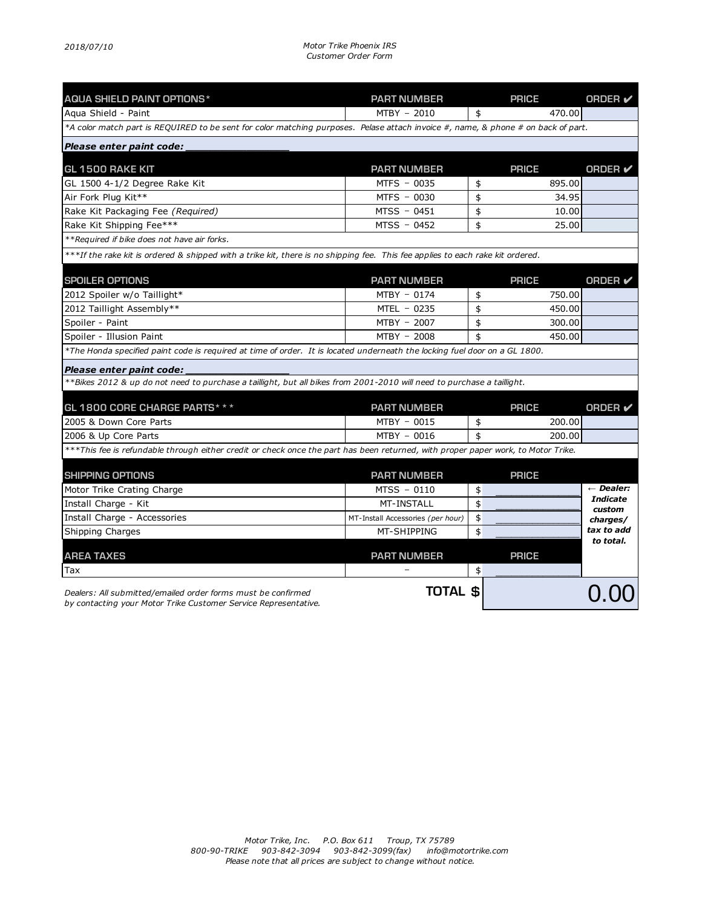2018/07/10

Motor Trike Phoenix IRS
Customer Order Form

| AQUA SHIELD PAINT OPTIONS* | PART NUMBER | PRICE | ORDER ✔ |
|---|---|---|---|
| Aqua Shield - Paint | MTBY – 2010 | $ 470.00 | |

*\*A color match part is REQUIRED to be sent for color matching purposes. Pelase attach invoice #, name, & phone # on back of part.*

***Please enter paint code:*** ___________________

| GL 1500 RAKE KIT | PART NUMBER | PRICE | ORDER ✔ |
|---|---|---|---|
| GL 1500 4-1/2 Degree Rake Kit | MTFS – 0035 | $ 895.00 | |
| Air Fork Plug Kit** | MTFS – 0030 | $ 34.95 | |
| Rake Kit Packaging Fee *(Required)* | MTSS – 0451 | $ 10.00 | |
| Rake Kit Shipping Fee*** | MTSS – 0452 | $ 25.00 | |

*\*\*Required if bike does not have air forks.*

*\*\*\*If the rake kit is ordered & shipped with a trike kit, there is no shipping fee. This fee applies to each rake kit ordered.*

| SPOILER OPTIONS | PART NUMBER | PRICE | ORDER ✔ |
|---|---|---|---|
| 2012 Spoiler w/o Taillight* | MTBY – 0174 | $ 750.00 | |
| 2012 Taillight Assembly** | MTEL – 0235 | $ 450.00 | |
| Spoiler - Paint | MTBY – 2007 | $ 300.00 | |
| Spoiler - Illusion Paint | MTBY – 2008 | $ 450.00 | |

*\*The Honda specified paint code is required at time of order. It is located underneath the locking fuel door on a GL 1800.*

***Please enter paint code:*** ___________________

*\*\*Bikes 2012 & up do not need to purchase a taillight, but all bikes from 2001-2010 will need to purchase a taillight.*

| GL 1800 CORE CHARGE PARTS*** | PART NUMBER | PRICE | ORDER ✔ |
|---|---|---|---|
| 2005 & Down Core Parts | MTBY – 0015 | $ 200.00 | |
| 2006 & Up Core Parts | MTBY – 0016 | $ 200.00 | |

*\*\*\*This fee is refundable through either credit or check once the part has been returned, with proper paper work, to Motor Trike.*

| SHIPPING OPTIONS | PART NUMBER | PRICE | |
|---|---|---|---|
| Motor Trike Crating Charge | MTSS – 0110 | $ _______________ | ***← Dealer: Indicate custom charges/ tax to add to total.*** |
| Install Charge - Kit | MT-INSTALL | $ _______________ | |
| Install Charge - Accessories | MT-Install Accessories *(per hour)* | $ _______________ | |
| Shipping Charges | MT-SHIPPING | $ _______________ | |

| AREA TAXES | PART NUMBER | PRICE |
|---|---|---|
| Tax | – | $ _______________ |

*Dealers: All submitted/emailed order forms must be confirmed by contacting your Motor Trike Customer Service Representative.*

**TOTAL $** 0.00

*Motor Trike, Inc. P.O. Box 611 Troup, TX 75789*
*800-90-TRIKE 903-842-3094 903-842-3099(fax) info@motortrike.com*
*Please note that all prices are subject to change without notice.*